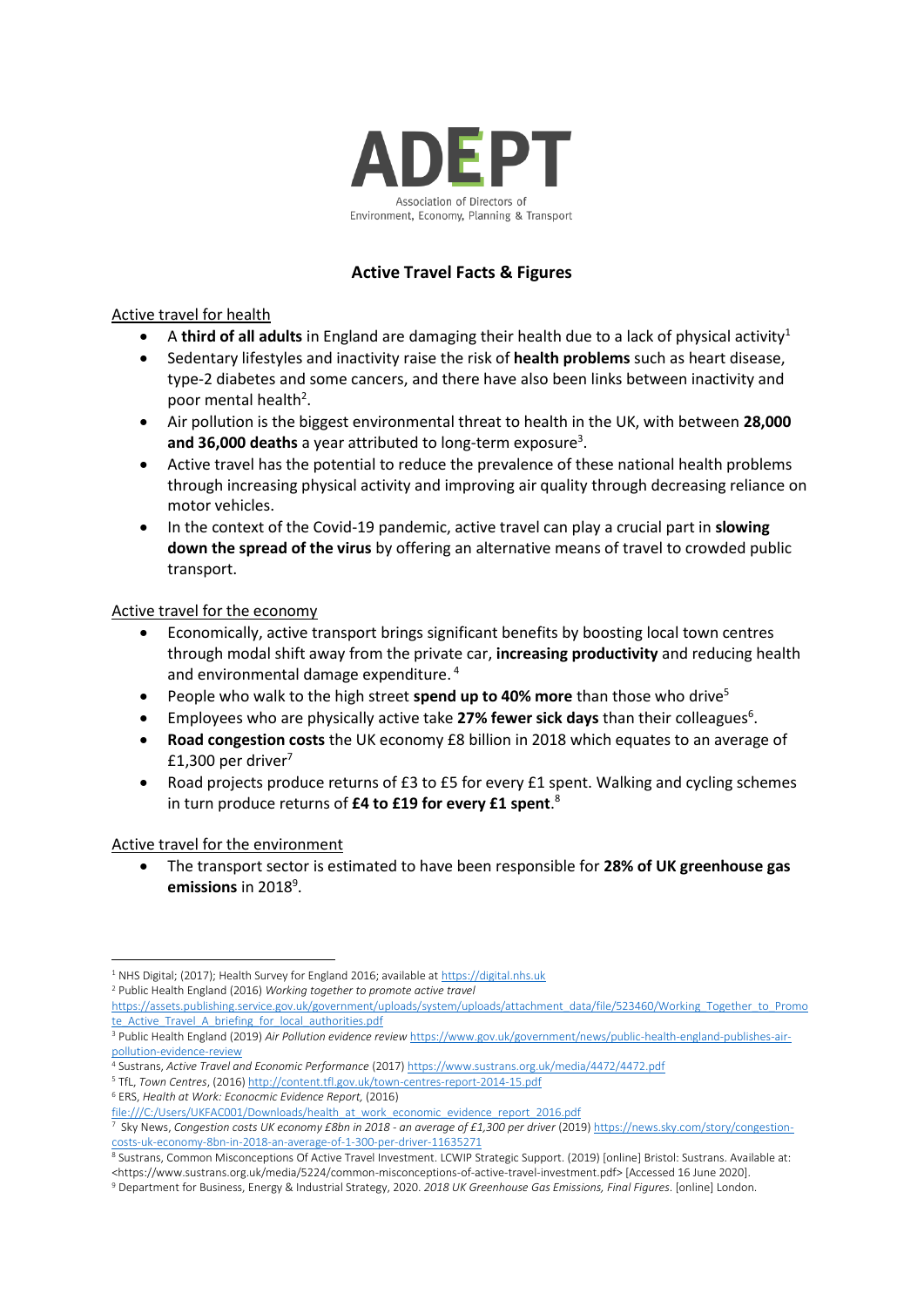ADEPT

Association of Directors of Environment, Economy, Planning & Transport

# Active Travel Facts & Figures

## Active travel for health

- A **third of all adults** in England are damaging their health due to a lack of physical activity[1]
- Sedentary lifestyles and inactivity raise the risk of **health problems** such as heart disease, type-2 diabetes and some cancers, and there have also been links between inactivity and poor mental health[2].
- Air pollution is the biggest environmental threat to health in the UK, with between **28,000 and 36,000 deaths** a year attributed to long-term exposure[3].
- Active travel has the potential to reduce the prevalence of these national health problems through increasing physical activity and improving air quality through decreasing reliance on motor vehicles.
- In the context of the Covid-19 pandemic, active travel can play a crucial part in **slowing down the spread of the virus** by offering an alternative means of travel to crowded public transport.

## Active travel for the economy

- Economically, active transport brings significant benefits by boosting local town centres through modal shift away from the private car, **increasing productivity** and reducing health and environmental damage expenditure. [4]
- People who walk to the high street **spend up to 40% more** than those who drive[5]
- Employees who are physically active take **27% fewer sick days** than their colleagues[6].
- **Road congestion costs** the UK economy £8 billion in 2018 which equates to an average of £1,300 per driver[7]
- Road projects produce returns of £3 to £5 for every £1 spent. Walking and cycling schemes in turn produce returns of **£4 to £19 for every £1 spent**.[8]

## Active travel for the environment

- The transport sector is estimated to have been responsible for **28% of UK greenhouse gas emissions** in 2018[9].

---

[1] NHS Digital; (2017); Health Survey for England 2016; available at https://digital.nhs.uk

[2] Public Health England (2016) *Working together to promote active travel* https://assets.publishing.service.gov.uk/government/uploads/system/uploads/attachment_data/file/523460/Working_Together_to_Promote_Active_Travel_A_briefing_for_local_authorities.pdf

[3] Public Health England (2019) *Air Pollution evidence review* https://www.gov.uk/government/news/public-health-england-publishes-air-pollution-evidence-review

[4] Sustrans, *Active Travel and Economic Performance* (2017) https://www.sustrans.org.uk/media/4472/4472.pdf

[5] TfL, *Town Centres*, (2016) http://content.tfl.gov.uk/town-centres-report-2014-15.pdf

[6] ERS, *Health at Work: Econocmic Evidence Report,* (2016) file:///C:/Users/UKFAC001/Downloads/health_at_work_economic_evidence_report_2016.pdf

[7] Sky News, *Congestion costs UK economy £8bn in 2018 - an average of £1,300 per driver* (2019) https://news.sky.com/story/congestion-costs-uk-economy-8bn-in-2018-an-average-of-1-300-per-driver-11635271

[8] Sustrans, Common Misconceptions Of Active Travel Investment. LCWIP Strategic Support. (2019) [online] Bristol: Sustrans. Available at: <https://www.sustrans.org.uk/media/5224/common-misconceptions-of-active-travel-investment.pdf> [Accessed 16 June 2020].

[9] Department for Business, Energy & Industrial Strategy, 2020. *2018 UK Greenhouse Gas Emissions, Final Figures*. [online] London.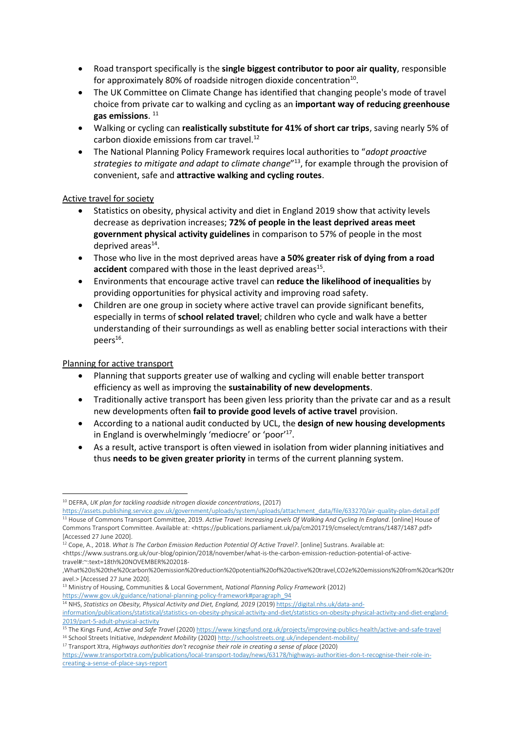- Road transport specifically is the **single biggest contributor to poor air quality**, responsible for approximately 80% of roadside nitrogen dioxide concentration[10].
- The UK Committee on Climate Change has identified that changing people's mode of travel choice from private car to walking and cycling as an **important way of reducing greenhouse gas emissions**. [11]
- Walking or cycling can **realistically substitute for 41% of short car trips**, saving nearly 5% of carbon dioxide emissions from car travel.[12]
- The National Planning Policy Framework requires local authorities to "*adopt proactive strategies to mitigate and adapt to climate change*"[13], for example through the provision of convenient, safe and **attractive walking and cycling routes**.

<u>Active travel for society</u>

- Statistics on obesity, physical activity and diet in England 2019 show that activity levels decrease as deprivation increases; **72% of people in the least deprived areas meet government physical activity guidelines** in comparison to 57% of people in the most deprived areas[14].
- Those who live in the most deprived areas have **a 50% greater risk of dying from a road accident** compared with those in the least deprived areas[15].
- Environments that encourage active travel can **reduce the likelihood of inequalities** by providing opportunities for physical activity and improving road safety.
- Children are one group in society where active travel can provide significant benefits, especially in terms of **school related travel**; children who cycle and walk have a better understanding of their surroundings as well as enabling better social interactions with their peers[16].

<u>Planning for active transport</u>

- Planning that supports greater use of walking and cycling will enable better transport efficiency as well as improving the **sustainability of new developments**.
- Traditionally active transport has been given less priority than the private car and as a result new developments often **fail to provide good levels of active travel** provision.
- According to a national audit conducted by UCL, the **design of new housing developments** in England is overwhelmingly 'mediocre' or 'poor'[17].
- As a result, active transport is often viewed in isolation from wider planning initiatives and thus **needs to be given greater priority** in terms of the current planning system.

---

[10] DEFRA, *UK plan for tackling roadside nitrogen dioxide concentrations*, (2017) https://assets.publishing.service.gov.uk/government/uploads/system/uploads/attachment_data/file/633270/air-quality-plan-detail.pdf

[11] House of Commons Transport Committee, 2019. *Active Travel: Increasing Levels Of Walking And Cycling In England*. [online] House of Commons Transport Committee. Available at: <https://publications.parliament.uk/pa/cm201719/cmselect/cmtrans/1487/1487.pdf> [Accessed 27 June 2020].

[12] Cope, A., 2018. *What Is The Carbon Emission Reduction Potential Of Active Travel?*. [online] Sustrans. Available at: <https://www.sustrans.org.uk/our-blog/opinion/2018/november/what-is-the-carbon-emission-reduction-potential-of-active-travel#:~:text=18th%20NOVEMBER%202018-,What%20is%20the%20carbon%20emission%20reduction%20potential%20of%20active%20travel,CO2e%20emissions%20from%20car%20travel.> [Accessed 27 June 2020].

[13] Ministry of Housing, Communities & Local Government, *National Planning Policy Framework* (2012) https://www.gov.uk/guidance/national-planning-policy-framework#paragraph_94

[14] NHS, *Statistics on Obesity, Physical Activity and Diet, England, 2019* (2019) https://digital.nhs.uk/data-and-information/publications/statistical/statistics-on-obesity-physical-activity-and-diet/statistics-on-obesity-physical-activity-and-diet-england-2019/part-5-adult-physical-activity

[15] The Kings Fund, *Active and Safe Travel* (2020) https://www.kingsfund.org.uk/projects/improving-publics-health/active-and-safe-travel

[16] School Streets Initiative, *Independent Mobility* (2020) http://schoolstreets.org.uk/independent-mobility/

[17] Transport Xtra, *Highways authorities don't recognise their role in creating a sense of place* (2020) https://www.transportxtra.com/publications/local-transport-today/news/63178/highways-authorities-don-t-recognise-their-role-in-creating-a-sense-of-place-says-report